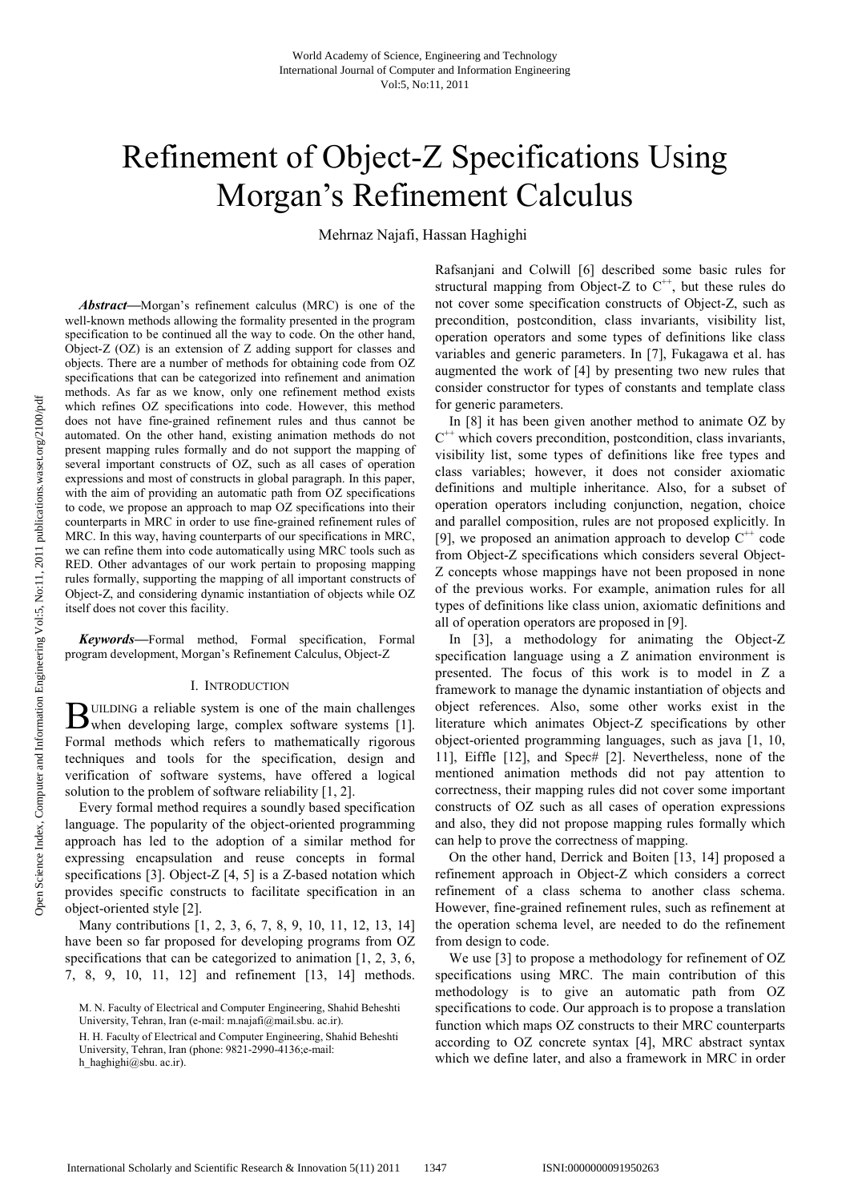# Refinement of Object-Z Specifications Using Morgan's Refinement Calculus

Mehrnaz Najafi, Hassan Haghighi

***Abstract*—**Morgan's refinement calculus (MRC) is one of the well-known methods allowing the formality presented in the program specification to be continued all the way to code. On the other hand, Object-Z (OZ) is an extension of Z adding support for classes and objects. There are a number of methods for obtaining code from OZ specifications that can be categorized into refinement and animation methods. As far as we know, only one refinement method exists which refines OZ specifications into code. However, this method does not have fine-grained refinement rules and thus cannot be automated. On the other hand, existing animation methods do not present mapping rules formally and do not support the mapping of several important constructs of OZ, such as all cases of operation expressions and most of constructs in global paragraph. In this paper, with the aim of providing an automatic path from OZ specifications to code, we propose an approach to map OZ specifications into their counterparts in MRC in order to use fine-grained refinement rules of MRC. In this way, having counterparts of our specifications in MRC, we can refine them into code automatically using MRC tools such as RED. Other advantages of our work pertain to proposing mapping rules formally, supporting the mapping of all important constructs of Object-Z, and considering dynamic instantiation of objects while OZ itself does not cover this facility.

***Keywords*—**Formal method, Formal specification, Formal program development, Morgan's Refinement Calculus, Object-Z

## I. Introduction

Building a reliable system is one of the main challenges when developing large, complex software systems [1]. Formal methods which refers to mathematically rigorous techniques and tools for the specification, design and verification of software systems, have offered a logical solution to the problem of software reliability [1, 2].

Every formal method requires a soundly based specification language. The popularity of the object-oriented programming approach has led to the adoption of a similar method for expressing encapsulation and reuse concepts in formal specifications [3]. Object-Z [4, 5] is a Z-based notation which provides specific constructs to facilitate specification in an object-oriented style [2].

Many contributions [1, 2, 3, 6, 7, 8, 9, 10, 11, 12, 13, 14] have been so far proposed for developing programs from OZ specifications that can be categorized to animation [1, 2, 3, 6, 7, 8, 9, 10, 11, 12] and refinement [13, 14] methods. Rafsanjani and Colwill [6] described some basic rules for structural mapping from Object-Z to $C^{++}$, but these rules do not cover some specification constructs of Object-Z, such as precondition, postcondition, class invariants, visibility list, operation operators and some types of definitions like class variables and generic parameters. In [7], Fukagawa et al. has augmented the work of [4] by presenting two new rules that consider constructor for types of constants and template class for generic parameters.

In [8] it has been given another method to animate OZ by $C^{++}$ which covers precondition, postcondition, class invariants, visibility list, some types of definitions like free types and class variables; however, it does not consider axiomatic definitions and multiple inheritance. Also, for a subset of operation operators including conjunction, negation, choice and parallel composition, rules are not proposed explicitly. In [9], we proposed an animation approach to develop $C^{++}$ code from Object-Z specifications which considers several Object-Z concepts whose mappings have not been proposed in none of the previous works. For example, animation rules for all types of definitions like class union, axiomatic definitions and all of operation operators are proposed in [9].

In [3], a methodology for animating the Object-Z specification language using a Z animation environment is presented. The focus of this work is to model in Z a framework to manage the dynamic instantiation of objects and object references. Also, some other works exist in the literature which animates Object-Z specifications by other object-oriented programming languages, such as java [1, 10, 11], Eiffle [12], and Spec# [2]. Nevertheless, none of the mentioned animation methods did not pay attention to correctness, their mapping rules did not cover some important constructs of OZ such as all cases of operation expressions and also, they did not propose mapping rules formally which can help to prove the correctness of mapping.

On the other hand, Derrick and Boiten [13, 14] proposed a refinement approach in Object-Z which considers a correct refinement of a class schema to another class schema. However, fine-grained refinement rules, such as refinement at the operation schema level, are needed to do the refinement from design to code.

We use [3] to propose a methodology for refinement of OZ specifications using MRC. The main contribution of this methodology is to give an automatic path from OZ specifications to code. Our approach is to propose a translation function which maps OZ constructs to their MRC counterparts according to OZ concrete syntax [4], MRC abstract syntax which we define later, and also a framework in MRC in order

M. N. Faculty of Electrical and Computer Engineering, Shahid Beheshti University, Tehran, Iran (e-mail: m.najafi@mail.sbu. ac.ir).

H. H. Faculty of Electrical and Computer Engineering, Shahid Beheshti University, Tehran, Iran (phone: 9821-2990-4136;e-mail: h_haghighi@sbu. ac.ir).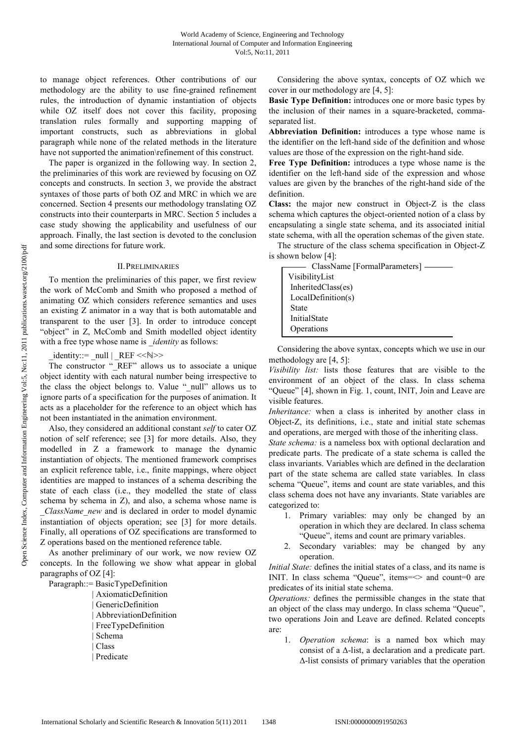to manage object references. Other contributions of our methodology are the ability to use fine-grained refinement rules, the introduction of dynamic instantiation of objects while OZ itself does not cover this facility, proposing translation rules formally and supporting mapping of important constructs, such as abbreviations in global paragraph while none of the related methods in the literature have not supported the animation\refinement of this construct.

The paper is organized in the following way. In section 2, the preliminaries of this work are reviewed by focusing on OZ concepts and constructs. In section 3, we provide the abstract syntaxes of those parts of both OZ and MRC in which we are concerned. Section 4 presents our methodology translating OZ constructs into their counterparts in MRC. Section 5 includes a case study showing the applicability and usefulness of our approach. Finally, the last section is devoted to the conclusion and some directions for future work.

## II. Preliminaries

To mention the preliminaries of this paper, we first review the work of McComb and Smith who proposed a method of animating OZ which considers reference semantics and uses an existing Z animator in a way that is both automatable and transparent to the user [3]. In order to introduce concept "object" in Z, McComb and Smith modelled object identity with a free type whose name is *_identity* as follows:

_identity::= _null | _REF <<ℕ>>

The constructor "_REF" allows us to associate a unique object identity with each natural number being irrespective to the class the object belongs to. Value "_null" allows us to ignore parts of a specification for the purposes of animation. It acts as a placeholder for the reference to an object which has not been instantiated in the animation environment.

Also, they considered an additional constant *self* to cater OZ notion of self reference; see [3] for more details. Also, they modelled in Z a framework to manage the dynamic instantiation of objects. The mentioned framework comprises an explicit reference table, i.e., finite mappings, where object identities are mapped to instances of a schema describing the state of each class (i.e., they modelled the state of class schema by schema in Z), and also, a schema whose name is *_ClassName_new* and is declared in order to model dynamic instantiation of objects operation; see [3] for more details. Finally, all operations of OZ specifications are transformed to Z operations based on the mentioned reference table.

As another preliminary of our work, we now review OZ concepts. In the following we show what appear in global paragraphs of OZ [4]:

```
Paragraph::= BasicTypeDefinition
           | AxiomaticDefinition
           | GenericDefinition
           | AbbreviationDefinition
           | FreeTypeDefinition
           | Schema
           | Class
           | Predicate
```

Considering the above syntax, concepts of OZ which we cover in our methodology are [4, 5]:

**Basic Type Definition:** introduces one or more basic types by the inclusion of their names in a square-bracketed, comma-separated list.

**Abbreviation Definition:** introduces a type whose name is the identifier on the left-hand side of the definition and whose values are those of the expression on the right-hand side.

**Free Type Definition:** introduces a type whose name is the identifier on the left-hand side of the expression and whose values are given by the branches of the right-hand side of the definition.

**Class:** the major new construct in Object-Z is the class schema which captures the object-oriented notion of a class by encapsulating a single state schema, and its associated initial state schema, with all the operation schemas of the given state.

The structure of the class schema specification in Object-Z is shown below [4]:

```
—— ClassName [FormalParameters] ——
 VisibilityList
 InheritedClass(es)
 LocalDefinition(s)
 State
 InitialState
 Operations
```

Considering the above syntax, concepts which we use in our methodology are [4, 5]:

*Visibility list:* lists those features that are visible to the environment of an object of the class. In class schema "Queue" [4], shown in Fig. 1, count, INIT, Join and Leave are visible features.

*Inheritance:* when a class is inherited by another class in Object-Z, its definitions, i.e., state and initial state schemas and operations, are merged with those of the inheriting class.

*State schema:* is a nameless box with optional declaration and predicate parts. The predicate of a state schema is called the class invariants. Variables which are defined in the declaration part of the state schema are called state variables. In class schema "Queue", items and count are state variables, and this class schema does not have any invariants. State variables are categorized to:

1. Primary variables: may only be changed by an operation in which they are declared. In class schema "Queue", items and count are primary variables.
2. Secondary variables: may be changed by any operation.

*Initial State:* defines the initial states of a class, and its name is INIT. In class schema "Queue", items=<> and count=0 are predicates of its initial state schema.

*Operations:* defines the permissible changes in the state that an object of the class may undergo. In class schema "Queue", two operations Join and Leave are defined. Related concepts are:

1. *Operation schema*: is a named box which may consist of a Δ-list, a declaration and a predicate part. Δ-list consists of primary variables that the operation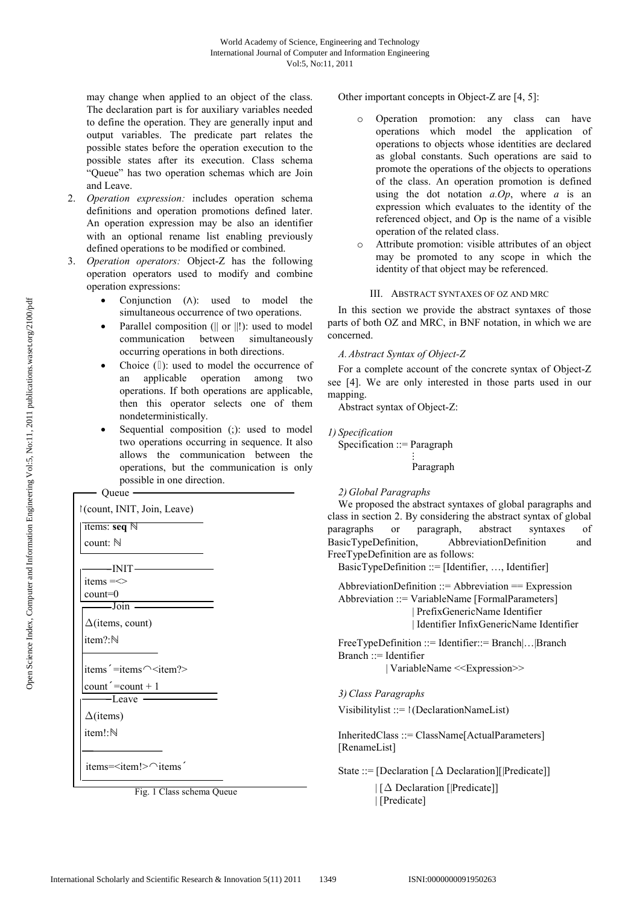may change when applied to an object of the class. The declaration part is for auxiliary variables needed to define the operation. They are generally input and output variables. The predicate part relates the possible states before the operation execution to the possible states after its execution. Class schema "Queue" has two operation schemas which are Join and Leave.

2. *Operation expression:* includes operation schema definitions and operation promotions defined later. An operation expression may be also an identifier with an optional rename list enabling previously defined operations to be modified or combined.
3. *Operation operators:* Object-Z has the following operation operators used to modify and combine operation expressions:
   - Conjunction (∧): used to model the simultaneous occurrence of two operations.
   - Parallel composition (|| or ||!): used to model communication between simultaneously occurring operations in both directions.
   - Choice ([]): used to model the occurrence of an applicable operation among two operations. If both operations are applicable, then this operator selects one of them nondeterministically.
   - Sequential composition (;): used to model two operations occurring in sequence. It also allows the communication between the operations, but the communication is only possible in one direction.

```
Queue
↾(count, INIT, Join, Leave)

  items: seq ℕ
  count: ℕ

  INIT
  items =<>
  count=0

  Join
  Δ(items, count)
  item?:ℕ
  ----------
  items´=items⁀<item?>
  count´=count + 1

  Leave
  Δ(items)
  item!:ℕ
  ----------
  items=<item!>⁀items´
```

Fig. 1 Class schema Queue

Other important concepts in Object-Z are [4, 5]:

- Operation promotion: any class can have operations which model the application of operations to objects whose identities are declared as global constants. Such operations are said to promote the operations of the objects to operations of the class. An operation promotion is defined using the dot notation *a.Op*, where *a* is an expression which evaluates to the identity of the referenced object, and Op is the name of a visible operation of the related class.
- Attribute promotion: visible attributes of an object may be promoted to any scope in which the identity of that object may be referenced.

## III. Abstract Syntaxes of OZ and MRC

In this section we provide the abstract syntaxes of those parts of both OZ and MRC, in BNF notation, in which we are concerned.

### *A. Abstract Syntax of Object-Z*

For a complete account of the concrete syntax of Object-Z see [4]. We are only interested in those parts used in our mapping.

Abstract syntax of Object-Z:

#### *1) Specification*

```
Specification ::= Paragraph
                  ⋮
                  Paragraph
```

#### *2) Global Paragraphs*

We proposed the abstract syntaxes of global paragraphs and class in section 2. By considering the abstract syntax of global paragraphs or paragraph, abstract syntaxes of BasicTypeDefinition, AbbreviationDefinition and FreeTypeDefinition are as follows:

```
BasicTypeDefinition ::= [Identifier, …, Identifier]

AbbreviationDefinition ::= Abbreviation == Expression
Abbreviation ::= VariableName [FormalParameters]
               | PrefixGenericName Identifier
               | Identifier InfixGenericName Identifier

FreeTypeDefinition ::= Identifier::= Branch|…|Branch
Branch ::= Identifier
         | VariableName <<Expression>>
```

#### *3) Class Paragraphs*

```
Visibilitylist ::= ↾(DeclarationNameList)

InheritedClass ::= ClassName[ActualParameters] [RenameList]

State ::= [Declaration [Δ Declaration][|Predicate]]
        | [Δ Declaration [|Predicate]]
        | [Predicate]
```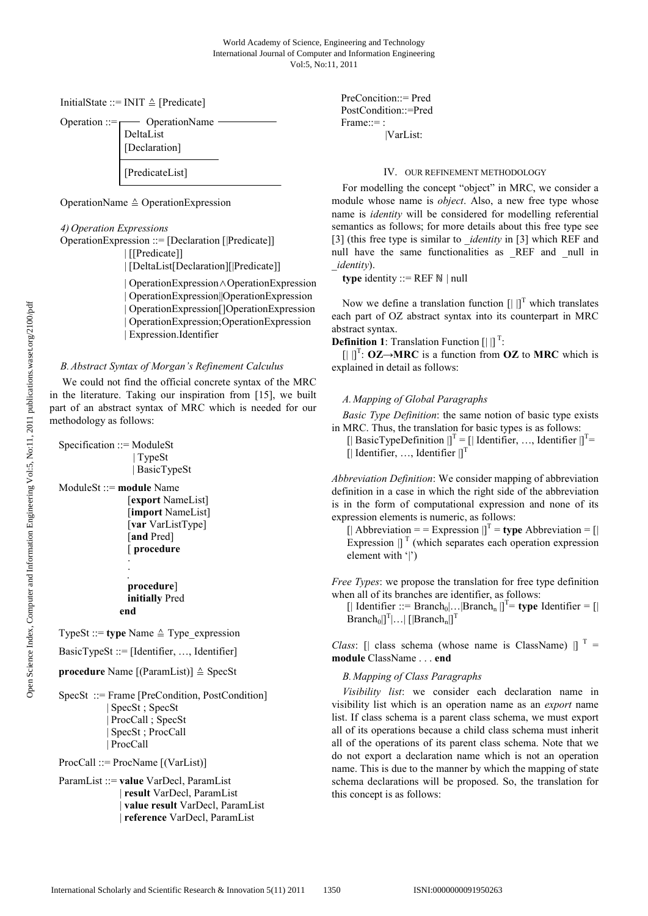InitialState ::= INIT ≙ [Predicate]

```
Operation ::= ┌── OperationName ──────
              │ DeltaList
              │ [Declaration]
              ├──────────────
              │ [PredicateList]
              └──────────────────────
```

OperationName ≙ OperationExpression

*4) Operation Expressions*

OperationExpression ::= [Declaration [|Predicate]]
 | [[Predicate]]
 | [DeltaList[Declaration][|Predicate]]
 | OperationExpression∧OperationExpression
 | OperationExpression||OperationExpression
 | OperationExpression[]OperationExpression
 | OperationExpression;OperationExpression
 | Expression.Identifier

### B. Abstract Syntax of Morgan's Refinement Calculus

We could not find the official concrete syntax of the MRC in the literature. Taking our inspiration from [15], we built part of an abstract syntax of MRC which is needed for our methodology as follows:

Specification ::= ModuleSt
 | TypeSt
 | BasicTypeSt

ModuleSt ::= **module** Name
 [**export** NameList]
 [**import** NameList]
 [**var** VarListType]
 [**and** Pred]
 [ **procedure**
 .
 .
 .
 **procedure**]
 **initially** Pred
 **end**

TypeSt ::= **type** Name ≙ Type_expression

BasicTypeSt ::= [Identifier, …, Identifier]

**procedure** Name [(ParamList)] ≙ SpecSt

SpecSt ::= Frame [PreCondition, PostCondition]
 | SpecSt ; SpecSt
 | ProcCall ; SpecSt
 | SpecSt ; ProcCall
 | ProcCall

ProcCall ::= ProcName [(VarList)]

ParamList ::= **value** VarDecl, ParamList
 | **result** VarDecl, ParamList
 | **value result** VarDecl, ParamList
 | **reference** VarDecl, ParamList

PreConcition::= Pred
PostCondition::=Pred
Frame::= :
 |VarList:

## IV. Our Refinement Methodology

For modelling the concept "object" in MRC, we consider a module whose name is *object*. Also, a new free type whose name is *identity* will be considered for modelling referential semantics as follows; for more details about this free type see [3] (this free type is similar to *_identity* in [3] which REF and null have the same functionalities as _REF and _null in *_identity*).

**type** identity ::= REF ℕ | null

Now we define a translation function $[|\ |]^T$ which translates each part of OZ abstract syntax into its counterpart in MRC abstract syntax.

**Definition 1**: Translation Function $[|\ |]^T$:

$[|\ |]^T$: **OZ→MRC** is a function from **OZ** to **MRC** which is explained in detail as follows:

### A. Mapping of Global Paragraphs

*Basic Type Definition*: the same notion of basic type exists in MRC. Thus, the translation for basic types is as follows:

$[|$ BasicTypeDefinition $|]^T$ = $[|$ Identifier, …, Identifier $|]^T$= $[|$ Identifier, …, Identifier $|]^T$

*Abbreviation Definition*: We consider mapping of abbreviation definition in a case in which the right side of the abbreviation is in the form of computational expression and none of its expression elements is numeric, as follows:

$[|$ Abbreviation = = Expression $|]^T$ = **type** Abbreviation = $[|$ Expression $|]^T$ (which separates each operation expression element with '|')

*Free Types*: we propose the translation for free type definition when all of its branches are identifier, as follows:

$[|$ Identifier ::= $Branch_0$|…|$Branch_n$ $|]^T$= **type** Identifier = $[|Branch_0|]^T$|…| $[|Branch_n|]^T$

*Class*: $[|$ class schema (whose name is ClassName) $|]^T$ = **module** ClassName . . . **end**

### B. Mapping of Class Paragraphs

*Visibility list*: we consider each declaration name in visibility list which is an operation name as an *export* name list. If class schema is a parent class schema, we must export all of its operations because a child class schema must inherit all of the operations of its parent class schema. Note that we do not export a declaration name which is not an operation name. This is due to the manner by which the mapping of state schema declarations will be proposed. So, the translation for this concept is as follows: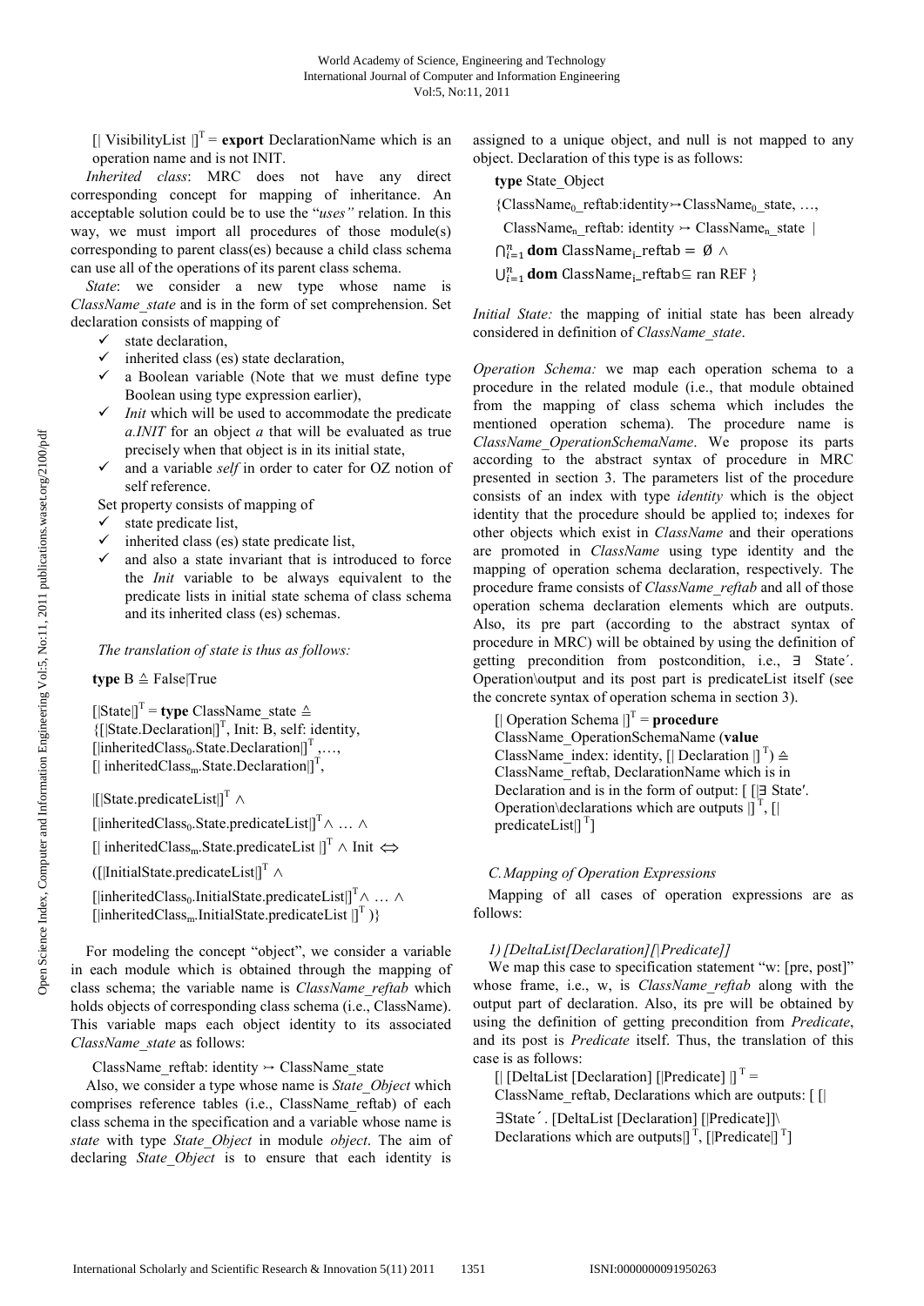[| VisibilityList $|]^T$ = **export** DeclarationName which is an operation name and is not INIT.

*Inherited class*: MRC does not have any direct corresponding concept for mapping of inheritance. An acceptable solution could be to use the "*uses"* relation. In this way, we must import all procedures of those module(s) corresponding to parent class(es) because a child class schema can use all of the operations of its parent class schema.

*State*: we consider a new type whose name is *ClassName_state* and is in the form of set comprehension. Set declaration consists of mapping of

- ✓ state declaration,
- ✓ inherited class (es) state declaration,
- ✓ a Boolean variable (Note that we must define type Boolean using type expression earlier),
- ✓ *Init* which will be used to accommodate the predicate *a.INIT* for an object *a* that will be evaluated as true precisely when that object is in its initial state,
- ✓ and a variable *self* in order to cater for OZ notion of self reference.

Set property consists of mapping of

- ✓ state predicate list,
- ✓ inherited class (es) state predicate list,
- ✓ and also a state invariant that is introduced to force the *Init* variable to be always equivalent to the predicate lists in initial state schema of class schema and its inherited class (es) schemas.

*The translation of state is thus as follows:*

**type** B ≙ False|True

[|State|]$^T$ = **type** ClassName_state ≙
{[|State.Declaration|]$^T$, Init: B, self: identity,
[|inheritedClass$_0$.State.Declaration|]$^T$ ,…,
[| inheritedClass$_m$.State.Declaration|]$^T$,

|[|State.predicateList|]$^T$ ∧

[|inheritedClass$_0$.State.predicateList|]$^T$∧ … ∧

[| inheritedClass$_m$.State.predicateList |]$^T$ ∧ Init ⇔

([|InitialState.predicateList|]$^T$ ∧

[|inheritedClass$_0$.InitialState.predicateList|]$^T$∧ … ∧
[|inheritedClass$_m$.InitialState.predicateList |]$^T$ )}

For modeling the concept "object", we consider a variable in each module which is obtained through the mapping of class schema; the variable name is *ClassName_reftab* which holds objects of corresponding class schema (i.e., ClassName). This variable maps each object identity to its associated *ClassName_state* as follows:

ClassName_reftab: identity ↣ ClassName_state

Also, we consider a type whose name is *State_Object* which comprises reference tables (i.e., ClassName_reftab) of each class schema in the specification and a variable whose name is *state* with type *State_Object* in module *object*. The aim of declaring *State_Object* is to ensure that each identity is assigned to a unique object, and null is not mapped to any object. Declaration of this type is as follows:

**type** State_Object

{ClassName$_0$_reftab:identity↣ClassName$_0$_state, …,
ClassName$_n$_reftab: identity ↣ ClassName$_n$_state |
$\bigcap_{i=1}^{n}$ **dom** ClassName$_i$_reftab = ∅ ∧
$\bigcup_{i=1}^{n}$ **dom** ClassName$_i$_reftab⊆ ran REF }

*Initial State:* the mapping of initial state has been already considered in definition of *ClassName_state*.

*Operation Schema:* we map each operation schema to a procedure in the related module (i.e., that module obtained from the mapping of class schema which includes the mentioned operation schema). The procedure name is *ClassName_OperationSchemaName*. We propose its parts according to the abstract syntax of procedure in MRC presented in section 3. The parameters list of the procedure consists of an index with type *identity* which is the object identity that the procedure should be applied to; indexes for other objects which exist in *ClassName* and their operations are promoted in *ClassName* using type identity and the mapping of operation schema declaration, respectively. The procedure frame consists of *ClassName_reftab* and all of those operation schema declaration elements which are outputs. Also, its pre part (according to the abstract syntax of procedure in MRC) will be obtained by using the definition of getting precondition from postcondition, i.e., ∃ State´. Operation\output and its post part is predicateList itself (see the concrete syntax of operation schema in section 3).

[| Operation Schema |]$^T$ = **procedure** ClassName_OperationSchemaName (**value** ClassName_index: identity, [| Declaration |]$^T$) ≙ ClassName_reftab, DeclarationName which is in Declaration and is in the form of output: [ [|∃ State′. Operation\declarations which are outputs |]$^T$, [| predicateList|]$^T$]

### C. Mapping of Operation Expressions

Mapping of all cases of operation expressions are as follows:

#### 1) [DeltaList[Declaration][|Predicate]]

We map this case to specification statement "w: [pre, post]" whose frame, i.e., w, is *ClassName_reftab* along with the output part of declaration. Also, its pre will be obtained by using the definition of getting precondition from *Predicate*, and its post is *Predicate* itself. Thus, the translation of this case is as follows:

[| [DeltaList [Declaration] [|Predicate] |]$^T$ =
ClassName_reftab, Declarations which are outputs: [ [|
∃State´. [DeltaList [Declaration] [|Predicate]]\
Declarations which are outputs|]$^T$, [|Predicate|]$^T$]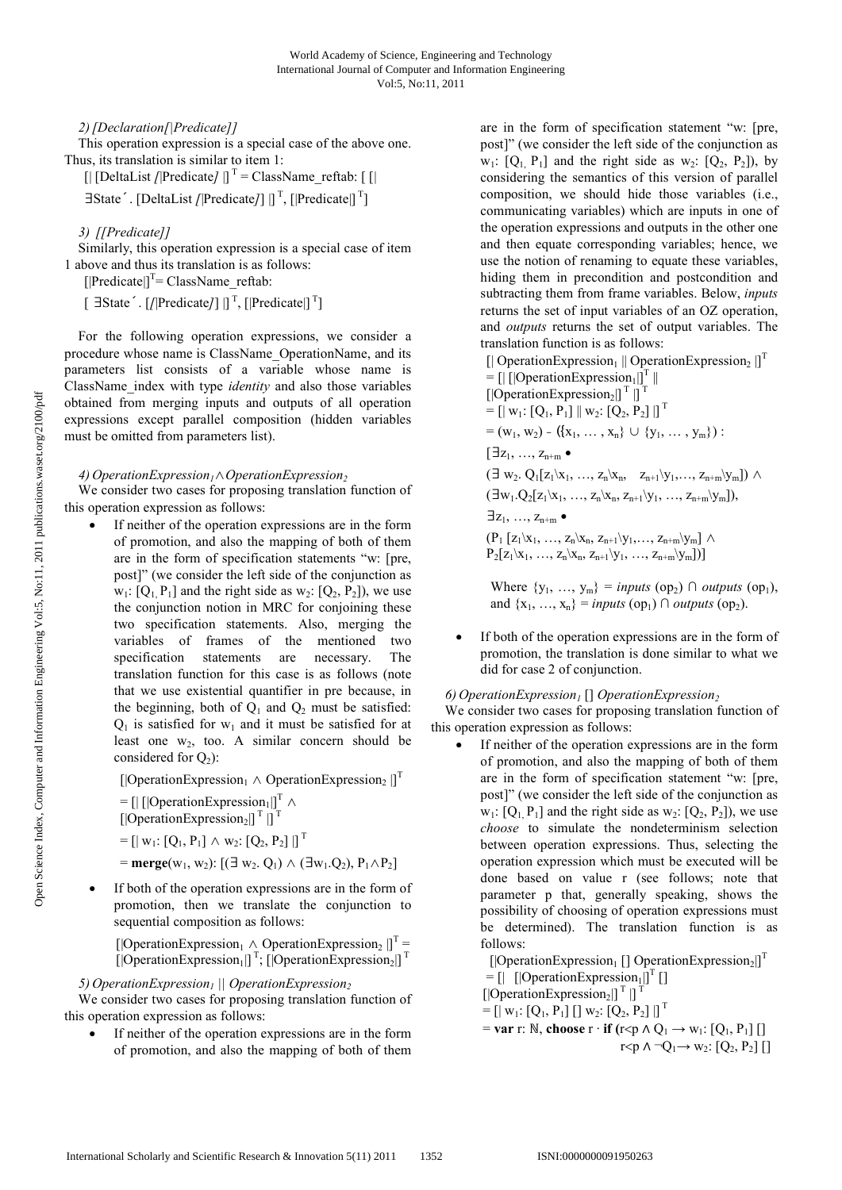*2) [Declaration[|Predicate]]*

This operation expression is a special case of the above one. Thus, its translation is similar to item 1:

$[|$ [DeltaList *[*|Predicate*]* $|]^T$ = ClassName_reftab: [ [|

$\exists$State´. [DeltaList *[*|Predicate*]*] $|]^T$, $[|$Predicate$|]^T$]

*3) [[Predicate]]*

Similarly, this operation expression is a special case of item 1 above and thus its translation is as follows:

$[|$Predicate$|]^T$= ClassName_reftab:

[ $\exists$State´. [*[*|Predicate*]*] $|]^T$, $[|$Predicate$|]^T$]

For the following operation expressions, we consider a procedure whose name is ClassName_OperationName, and its parameters list consists of a variable whose name is ClassName_index with type *identity* and also those variables obtained from merging inputs and outputs of all operation expressions except parallel composition (hidden variables must be omitted from parameters list).

*4) $OperationExpression_1 \wedge OperationExpression_2$*

We consider two cases for proposing translation function of this operation expression as follows:

- If neither of the operation expressions are in the form of promotion, and also the mapping of both of them are in the form of specification statements "w: [pre, post]" (we consider the left side of the conjunction as $w_1$: $[Q_1, P_1]$ and the right side as $w_2$: $[Q_2, P_2]$), we use the conjunction notion in MRC for conjoining these two specification statements. Also, merging the variables of frames of the mentioned two specification statements are necessary. The translation function for this case is as follows (note that we use existential quantifier in pre because, in the beginning, both of $Q_1$ and $Q_2$ must be satisfied: $Q_1$ is satisfied for $w_1$ and it must be satisfied for at least one $w_2$, too. A similar concern should be considered for $Q_2$):

  $[|OperationExpression_1 \wedge OperationExpression_2 |]^T$

  $= [|\ [|OperationExpression_1|]^T \wedge$

  $[|OperationExpression_2|]^T\ |]^T$

  $= [|\ w_1: [Q_1, P_1] \wedge w_2: [Q_2, P_2]\ |]^T$

  = **merge**$(w_1, w_2)$: $[(\exists\, w_2.\, Q_1) \wedge (\exists w_1.Q_2), P_1 \wedge P_2]$

- If both of the operation expressions are in the form of promotion, then we translate the conjunction to sequential composition as follows:

  $[|OperationExpression_1 \wedge OperationExpression_2 |]^T$ = $[|OperationExpression_1|]^T$; $[|OperationExpression_2|]^T$

*5) $OperationExpression_1\ ||\ OperationExpression_2$*

We consider two cases for proposing translation function of this operation expression as follows:

- If neither of the operation expressions are in the form of promotion, and also the mapping of both of them are in the form of specification statement "w: [pre, post]" (we consider the left side of the conjunction as $w_1$: $[Q_1, P_1]$ and the right side as $w_2$: $[Q_2, P_2]$), by considering the semantics of this version of parallel composition, we should hide those variables (i.e., communicating variables) which are inputs in one of the operation expressions and outputs in the other one and then equate corresponding variables; hence, we use the notion of renaming to equate these variables, hiding them in precondition and postcondition and subtracting them from frame variables. Below, *inputs* returns the set of input variables of an OZ operation, and *outputs* returns the set of output variables. The translation function is as follows:

  $[|\ OperationExpression_1\ ||\ OperationExpression_2\ |]^T$

  $= [|\ [|OperationExpression_1|]^T\ ||$

  $[|OperationExpression_2|]^T\ |]^T$

  $= [|\ w_1: [Q_1, P_1]\ ||\ w_2: [Q_2, P_2]\ |]^T$

  $= (w_1, w_2) - (\{x_1, \ldots, x_n\} \cup \{y_1, \ldots, y_m\})$ :

  $[\exists z_1, \ldots, z_{n+m} \bullet$

  $(\exists\, w_2.\, Q_1[z_1\backslash x_1, \ldots, z_n\backslash x_n,\ \ z_{n+1}\backslash y_1,\ldots, z_{n+m}\backslash y_m]) \wedge$

  $(\exists w_1.Q_2[z_1\backslash x_1, \ldots, z_n\backslash x_n, z_{n+1}\backslash y_1, \ldots, z_{n+m}\backslash y_m])$,

  $\exists z_1, \ldots, z_{n+m} \bullet$

  $(P_1\ [z_1\backslash x_1, \ldots, z_n\backslash x_n, z_{n+1}\backslash y_1,\ldots, z_{n+m}\backslash y_m] \wedge$

  $P_2[z_1\backslash x_1, \ldots, z_n\backslash x_n, z_{n+1}\backslash y_1, \ldots, z_{n+m}\backslash y_m])]$

  Where $\{y_1, \ldots, y_m\}$ = *inputs* $(op_2) \cap$ *outputs* $(op_1)$, and $\{x_1, \ldots, x_n\}$ = *inputs* $(op_1) \cap$ *outputs* $(op_2)$.

- If both of the operation expressions are in the form of promotion, the translation is done similar to what we did for case 2 of conjunction.

*6) $OperationExpression_1$ [] $OperationExpression_2$*

We consider two cases for proposing translation function of this operation expression as follows:

- If neither of the operation expressions are in the form of promotion, and also the mapping of both of them are in the form of specification statement "w: [pre, post]" (we consider the left side of the conjunction as $w_1$: $[Q_1, P_1]$ and the right side as $w_2$: $[Q_2, P_2]$), we use *choose* to simulate the nondeterminism selection between operation expressions. Thus, selecting the operation expression which must be executed will be done based on value r (see follows; note that parameter p that, generally speaking, shows the possibility of choosing of operation expressions must be determined). The translation function is as follows:

  $[|OperationExpression_1\ []\ OperationExpression_2|]^T$

  $= [|\ \ [|OperationExpression_1|]^T\ []$

  $[|OperationExpression_2|]^T\ |]^T$

  $= [|\ w_1: [Q_1, P_1]\ []\ w_2: [Q_2, P_2]\ |]^T$

  = **var** r: $\mathbb{N}$, **choose** r $\cdot$ **if** $(r<p \wedge Q_1 \rightarrow w_1: [Q_1, P_1]$ []

  $r<p \wedge \neg Q_1 \rightarrow w_2: [Q_2, P_2]$ []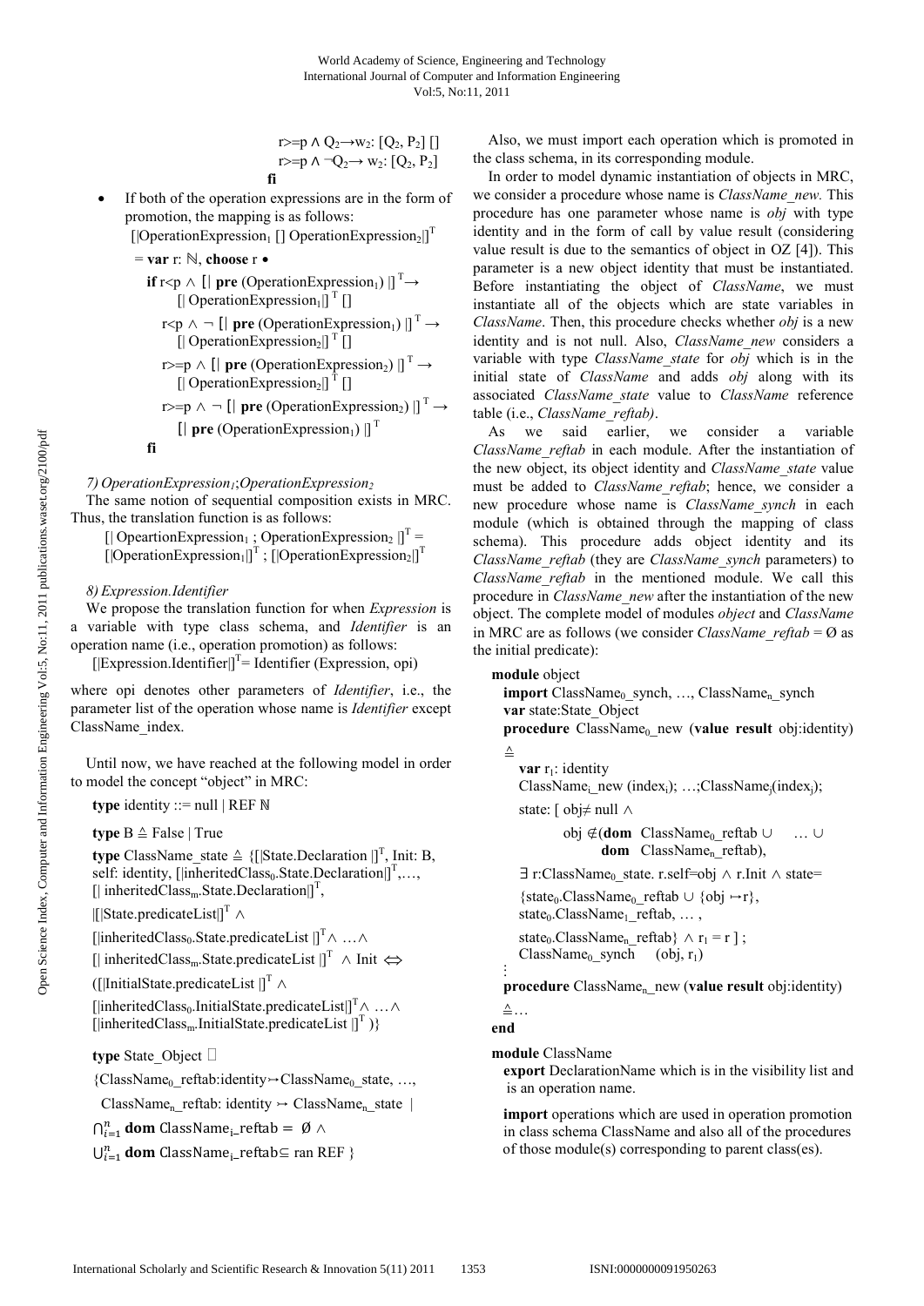$r>=p \wedge Q_2 \rightarrow w_2$: $[Q_2, P_2]$ []
$r>=p \wedge \neg Q_2 \rightarrow w_2$: $[Q_2, P_2]$
**fi**

- If both of the operation expressions are in the form of promotion, the mapping is as follows:

$[|\text{OperationExpression}_1 \; [] \; \text{OperationExpression}_2|]^T$
= **var** r: ℕ, **choose** r •
**if** $r<p \wedge [|$ **pre** $(\text{OperationExpression}_1) \; |]^T \rightarrow [| \; \text{OperationExpression}_1|]^T$ []
$r<p \wedge \neg [|$ **pre** $(\text{OperationExpression}_1) \; |]^T \rightarrow [| \; \text{OperationExpression}_2|]^T$ []
$r>=p \wedge [|$ **pre** $(\text{OperationExpression}_2) \; |]^T \rightarrow [| \; \text{OperationExpression}_2|]^T$ []
$r>=p \wedge \neg [|$ **pre** $(\text{OperationExpression}_2) \; |]^T \rightarrow [|$ **pre** $(\text{OperationExpression}_1) \; |]^T$
**fi**

*7) OperationExpression$_1$;OperationExpression$_2$*

The same notion of sequential composition exists in MRC. Thus, the translation function is as follows:

$[| \; \text{OpeartionExpression}_1 \; ; \; \text{OperationExpression}_2 \; |]^T = [|\text{OperationExpression}_1|]^T \; ; \; [|\text{OperationExpression}_2|]^T$

*8) Expression.Identifier*

We propose the translation function for when *Expression* is a variable with type class schema, and *Identifier* is an operation name (i.e., operation promotion) as follows:

$[|\text{Expression.Identifier}|]^T$= Identifier (Expression, opi)

where opi denotes other parameters of *Identifier*, i.e., the parameter list of the operation whose name is *Identifier* except ClassName_index.

Until now, we have reached at the following model in order to model the concept "object" in MRC:

**type** identity ::= null | REF ℕ

**type** B ≙ False | True

**type** ClassName_state ≙ {$[|\text{State.Declaration} \; |]^T$, Init: B, self: identity, $[|\text{inheritedClass}_0.\text{State.Declaration}|]^T$,…, $[| \; \text{inheritedClass}_m.\text{State.Declaration}|]^T$,
$|[|\text{State.predicateList}|]^T \wedge$
$[|\text{inheritedClass}_0.\text{State.predicateList} \; |]^T \wedge \ldots \wedge$
$[| \; \text{inheritedClass}_m.\text{State.predicateList} \; |]^T \wedge \text{Init} \Leftrightarrow$
$([|\text{InitialState.predicateList} \; |]^T \wedge$
$[|\text{inheritedClass}_0.\text{InitialState.predicateList}|]^T \wedge \ldots \wedge$
$[|\text{inheritedClass}_m.\text{InitialState.predicateList} \; |]^T )$}

**type** State_Object ≙

{$\text{ClassName}_0$_reftab:identity ⤔ $\text{ClassName}_0$_state, …,
$\text{ClassName}_n$_reftab: identity ⤔ $\text{ClassName}_n$_state |
$\bigcap_{i=1}^{n}$ **dom** $\text{ClassName}_i$_reftab = ∅ ∧
$\bigcup_{i=1}^{n}$ **dom** $\text{ClassName}_i$_reftab ⊆ ran REF }

Also, we must import each operation which is promoted in the class schema, in its corresponding module.

In order to model dynamic instantiation of objects in MRC, we consider a procedure whose name is *ClassName_new.* This procedure has one parameter whose name is *obj* with type identity and in the form of call by value result (considering value result is due to the semantics of object in OZ [4]). This parameter is a new object identity that must be instantiated. Before instantiating the object of *ClassName*, we must instantiate all of the objects which are state variables in *ClassName*. Then, this procedure checks whether *obj* is a new identity and is not null. Also, *ClassName_new* considers a variable with type *ClassName_state* for *obj* which is in the initial state of *ClassName* and adds *obj* along with its associated *ClassName_state* value to *ClassName* reference table (i.e., *ClassName_reftab)*.

As we said earlier, we consider a variable *ClassName_reftab* in each module. After the instantiation of the new object, its object identity and *ClassName_state* value must be added to *ClassName_reftab*; hence, we consider a new procedure whose name is *ClassName_synch* in each module (which is obtained through the mapping of class schema). This procedure adds object identity and its *ClassName_reftab* (they are *ClassName_synch* parameters) to *ClassName_reftab* in the mentioned module. We call this procedure in *ClassName_new* after the instantiation of the new object. The complete model of modules *object* and *ClassName* in MRC are as follows (we consider *ClassName_reftab* = Ø as the initial predicate):

**module** object
 **import** $\text{ClassName}_0$_synch, …, $\text{ClassName}_n$_synch
 **var** state:State_Object
 **procedure** $\text{ClassName}_0$_new (**value result** obj:identity)
 ≙
  **var** $r_1$: identity
  $\text{ClassName}_i$_new ($\text{index}_i$); …;$\text{ClassName}_j$($\text{index}_j$);
  state: [ obj≠ null ∧
   obj ∉(**dom** $\text{ClassName}_0$_reftab ∪ … ∪ **dom** $\text{ClassName}_n$_reftab),
  ∃ r:$\text{ClassName}_0$_state. r.self=obj ∧ r.Init ∧ state=
  {$\text{state}_0$.$\text{ClassName}_0$_reftab ∪ {obj ↦r},
  $\text{state}_0$.$\text{ClassName}_1$_reftab, … ,
  $\text{state}_0$.$\text{ClassName}_n$_reftab} ∧ $r_1$ = r ] ;
  $\text{ClassName}_0$_synch (obj, $r_1$)
 ⋮
 **procedure** $\text{ClassName}_n$_new (**value result** obj:identity)
 ≙…
**end**

**module** ClassName
 **export** DeclarationName which is in the visibility list and is an operation name.

 **import** operations which are used in operation promotion in class schema ClassName and also all of the procedures of those module(s) corresponding to parent class(es).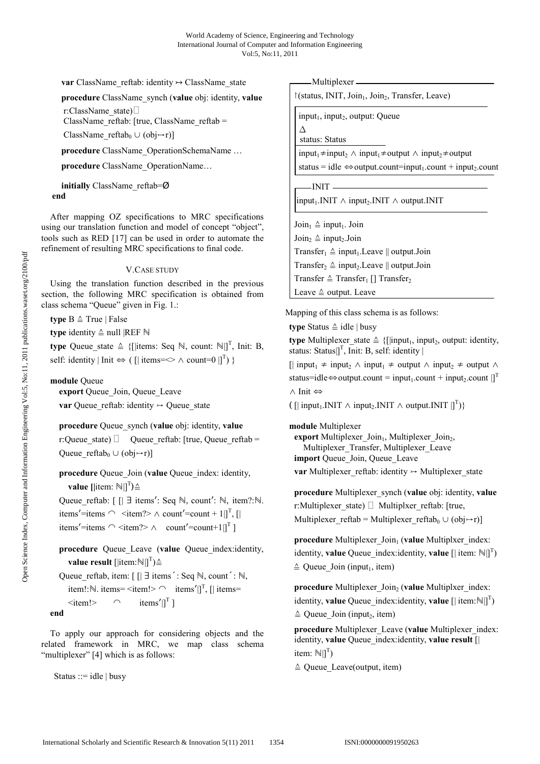**var** ClassName_reftab: identity ↣ ClassName_state

**procedure** ClassName_synch (**value** obj: identity, **value** r:ClassName_state)
ClassName_reftab: [true, ClassName_reftab = ClassName_reftab$_0$ ∪ (obj↦r)]

**procedure** ClassName_OperationSchemaName …

**procedure** ClassName_OperationName…

**initially** ClassName_reftab=∅

**end**

After mapping OZ specifications to MRC specifications using our translation function and model of concept "object", tools such as RED [17] can be used in order to automate the refinement of resulting MRC specifications to final code.

## V. Case study

Using the translation function described in the previous section, the following MRC specification is obtained from class schema "Queue" given in Fig. 1.:

**type** B ≜ True | False

**type** identity ≜ null |REF ℕ

**type** Queue_state ≜ {[|items: Seq ℕ, count: ℕ|]$^T$, Init: B, self: identity | Init ⇔ ( [| items=<> ∧ count=0 |]$^T$) }

**module** Queue

**export** Queue_Join, Queue_Leave

**var** Queue_reftab: identity ↣ Queue_state

**procedure** Queue_synch (**value** obj: identity, **value** r:Queue_state) Queue_reftab: [true, Queue_reftab = Queue_reftab$_0$ ∪ (obj↦r)]

**procedure** Queue_Join (**value** Queue_index: identity, **value** [|item: ℕ|]$^T$)≜
Queue_reftab: [ [| ∃ items′: Seq ℕ, count′: ℕ, item?:ℕ. items′=items ⁀ <item?> ∧ count′=count + 1|]$^T$, [| items′=items ⁀ <item?> ∧ count′=count+1|]$^T$ ]

**procedure** Queue_Leave (**value** Queue_index:identity, **value result** [|item:ℕ|]$^T$)≜
Queue_reftab, item: [ [| ∃ items´: Seq ℕ, count´: ℕ, item!:ℕ. items= <item!> ⁀ items′|]$^T$, [| items= <item!> ⁀ items′|]$^T$ ]

**end**

To apply our approach for considering objects and the related framework in MRC, we map class schema "multiplexer" [4] which is as follows:

Status ::= idle | busy

```
Multiplexer
↾(status, INIT, Join1, Join2, Transfer, Leave)

  input1, input2, output: Queue
  Δ
  status: Status
  ---------------------------------------------
  input1≠input2 ∧ input1≠output ∧ input2≠output
  status = idle ⇔ output.count=input1.count + input2.count

  INIT
  input1.INIT ∧ input2.INIT ∧ output.INIT

Join1 ≜ input1. Join
Join2 ≜ input2.Join
Transfer1 ≜ input1.Leave || output.Join
Transfer2 ≜ input2.Leave || output.Join
Transfer ≜ Transfer1 [] Transfer2
Leave ≜ output. Leave
```

Mapping of this class schema is as follows:

**type** Status ≜ idle | busy

**type** Multiplexer_state ≜ {[|input$_1$, input$_2$, output: identity, status: Status|]$^T$, Init: B, self: identity |
[| input$_1$ ≠ input$_2$ ∧ input$_1$ ≠ output ∧ input$_2$ ≠ output ∧ status=idle⇔output.count = input$_1$.count + input$_2$.count |]$^T$ ∧ Init ⇔
( [| input$_1$.INIT ∧ input$_2$.INIT ∧ output.INIT |]$^T$)}

**module** Multiplexer

**export** Multiplexer_Join$_1$, Multiplexer_Join$_2$, Multiplexer_Transfer, Multiplexer_Leave

**import** Queue_Join, Queue_Leave

**var** Multiplexer_reftab: identity ↣ Multiplexer_state

**procedure** Multiplexer_synch (**value** obj: identity, **value** r:Multiplexer_state) Multiplxer_reftab: [true, Multiplexer_reftab = Multiplexer_reftab$_0$ ∪ (obj↦r)]

**procedure** Multiplexer_Join$_1$ (**value** Multiplxer_index: identity, **value** Queue_index:identity, **value** [| item: ℕ|]$^T$) ≜ Queue_Join (input$_1$, item)

**procedure** Multiplexer_Join$_2$ (**value** Multiplxer_index: identity, **value** Queue_index:identity, **value** [| item:ℕ|]$^T$) ≜ Queue_Join (input$_2$, item)

**procedure** Multiplexer_Leave (**value** Multiplexer_index: identity, **value** Queue_index:identity, **value result** [| item: ℕ|]$^T$)
≜ Queue_Leave(output, item)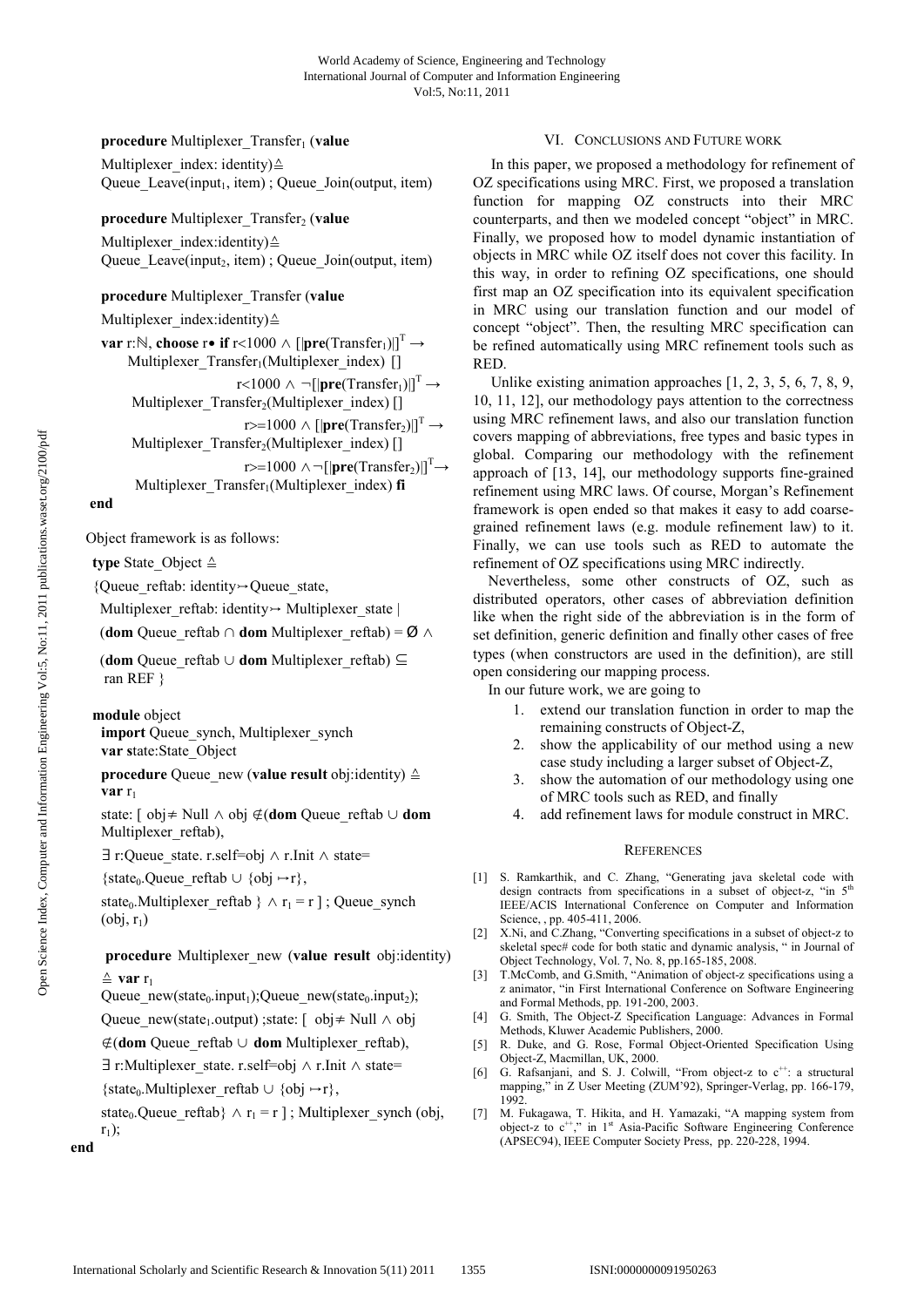**procedure** Multiplexer_Transfer$_1$ (**value** Multiplexer_index: identity)≙
Queue_Leave(input$_1$, item) ; Queue_Join(output, item)

**procedure** Multiplexer_Transfer$_2$ (**value** Multiplexer_index:identity)≙
Queue_Leave(input$_2$, item) ; Queue_Join(output, item)

**procedure** Multiplexer_Transfer (**value** Multiplexer_index:identity)≙

**var** r:ℕ, **choose** r• **if** r<1000 ∧ [|**pre**(Transfer$_1$)|]$^T$ → Multiplexer_Transfer$_1$(Multiplexer_index) []

r<1000 ∧ ¬[|**pre**(Transfer$_1$)|]$^T$ → Multiplexer_Transfer$_2$(Multiplexer_index) []

r>=1000 ∧ [|**pre**(Transfer$_2$)|]$^T$ → Multiplexer_Transfer$_2$(Multiplexer_index) []

r>=1000 ∧¬[|**pre**(Transfer$_2$)|]$^T$→ Multiplexer_Transfer$_1$(Multiplexer_index) **fi**

**end**

Object framework is as follows:

**type** State_Object ≙

{Queue_reftab: identity⤔Queue_state,

Multiplexer_reftab: identity⤔ Multiplexer_state |

(**dom** Queue_reftab ∩ **dom** Multiplexer_reftab) = Ø ∧

(**dom** Queue_reftab ∪ **dom** Multiplexer_reftab) ⊆ ran REF }

**module** object
**import** Queue_synch, Multiplexer_synch
**var** **s**tate:State_Object

**procedure** Queue_new (**value result** obj:identity) ≙ **var** r$_1$

state: [ obj≠ Null ∧ obj ∉(**dom** Queue_reftab ∪ **dom** Multiplexer_reftab),

∃ r:Queue_state. r.self=obj ∧ r.Init ∧ state=

{state$_0$.Queue_reftab ∪ {obj ↦r},

state$_0$.Multiplexer_reftab } ∧ r$_1$ = r ] ; Queue_synch (obj, r$_1$)

**procedure** Multiplexer_new (**value result** obj:identity) ≙ **var** r$_1$
Queue_new(state$_0$.input$_1$);Queue_new(state$_0$.input$_2$);

Queue_new(state$_1$.output) ;state: [ obj≠ Null ∧ obj ∉(**dom** Queue_reftab ∪ **dom** Multiplexer_reftab),

∃ r:Multiplexer_state. r.self=obj ∧ r.Init ∧ state=

{state$_0$.Multiplexer_reftab ∪ {obj ↦r},

state$_0$.Queue_reftab} ∧ r$_1$ = r ] ; Multiplexer_synch (obj, r$_1$);

**end**

## VI. Conclusions and Future work

In this paper, we proposed a methodology for refinement of OZ specifications using MRC. First, we proposed a translation function for mapping OZ constructs into their MRC counterparts, and then we modeled concept "object" in MRC. Finally, we proposed how to model dynamic instantiation of objects in MRC while OZ itself does not cover this facility. In this way, in order to refining OZ specifications, one should first map an OZ specification into its equivalent specification in MRC using our translation function and our model of concept "object". Then, the resulting MRC specification can be refined automatically using MRC refinement tools such as RED.

Unlike existing animation approaches [1, 2, 3, 5, 6, 7, 8, 9, 10, 11, 12], our methodology pays attention to the correctness using MRC refinement laws, and also our translation function covers mapping of abbreviations, free types and basic types in global. Comparing our methodology with the refinement approach of [13, 14], our methodology supports fine-grained refinement using MRC laws. Of course, Morgan's Refinement framework is open ended so that makes it easy to add coarse-grained refinement laws (e.g. module refinement law) to it. Finally, we can use tools such as RED to automate the refinement of OZ specifications using MRC indirectly.

Nevertheless, some other constructs of OZ, such as distributed operators, other cases of abbreviation definition like when the right side of the abbreviation is in the form of set definition, generic definition and finally other cases of free types (when constructors are used in the definition), are still open considering our mapping process.

In our future work, we are going to

1. extend our translation function in order to map the remaining constructs of Object-Z,
2. show the applicability of our method using a new case study including a larger subset of Object-Z,
3. show the automation of our methodology using one of MRC tools such as RED, and finally
4. add refinement laws for module construct in MRC.

## References

[1] S. Ramkarthik, and C. Zhang, "Generating java skeletal code with design contracts from specifications in a subset of object-z, "in 5th IEEE/ACIS International Conference on Computer and Information Science, , pp. 405-411, 2006.

[2] X.Ni, and C.Zhang, "Converting specifications in a subset of object-z to skeletal spec# code for both static and dynamic analysis, " in Journal of Object Technology, Vol. 7, No. 8, pp.165-185, 2008.

[3] T.McComb, and G.Smith, "Animation of object-z specifications using a z animator, "in First International Conference on Software Engineering and Formal Methods, pp. 191-200, 2003.

[4] G. Smith, The Object-Z Specification Language: Advances in Formal Methods, Kluwer Academic Publishers, 2000.

[5] R. Duke, and G. Rose, Formal Object-Oriented Specification Using Object-Z, Macmillan, UK, 2000.

[6] G. Rafsanjani, and S. J. Colwill, "From object-z to c++: a structural mapping," in Z User Meeting (ZUM'92), Springer-Verlag, pp. 166-179, 1992.

[7] M. Fukagawa, T. Hikita, and H. Yamazaki, "A mapping system from object-z to c++," in 1st Asia-Pacific Software Engineering Conference (APSEC94), IEEE Computer Society Press, pp. 220-228, 1994.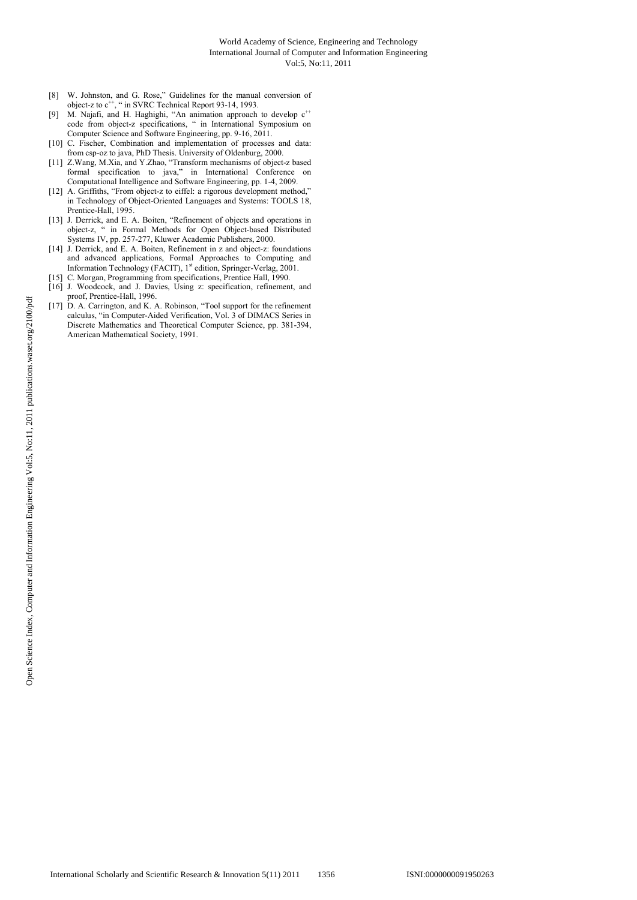[8] W. Johnston, and G. Rose," Guidelines for the manual conversion of object-z to $c^{++}$, " in SVRC Technical Report 93-14, 1993.

[9] M. Najafi, and H. Haghighi, "An animation approach to develop $c^{++}$ code from object-z specifications, " in International Symposium on Computer Science and Software Engineering, pp. 9-16, 2011.

[10] C. Fischer, Combination and implementation of processes and data: from csp-oz to java, PhD Thesis. University of Oldenburg, 2000.

[11] Z.Wang, M.Xia, and Y.Zhao, "Transform mechanisms of object-z based formal specification to java," in International Conference on Computational Intelligence and Software Engineering, pp. 1-4, 2009.

[12] A. Griffiths, "From object-z to eiffel: a rigorous development method," in Technology of Object-Oriented Languages and Systems: TOOLS 18, Prentice-Hall, 1995.

[13] J. Derrick, and E. A. Boiten, "Refinement of objects and operations in object-z, " in Formal Methods for Open Object-based Distributed Systems IV, pp. 257-277, Kluwer Academic Publishers, 2000.

[14] J. Derrick, and E. A. Boiten, Refinement in z and object-z: foundations and advanced applications, Formal Approaches to Computing and Information Technology (FACIT), 1st edition, Springer-Verlag, 2001.

[15] C. Morgan, Programming from specifications, Prentice Hall, 1990.

[16] J. Woodcock, and J. Davies, Using z: specification, refinement, and proof, Prentice-Hall, 1996.

[17] D. A. Carrington, and K. A. Robinson, "Tool support for the refinement calculus, "in Computer-Aided Verification, Vol. 3 of DIMACS Series in Discrete Mathematics and Theoretical Computer Science, pp. 381-394, American Mathematical Society, 1991.